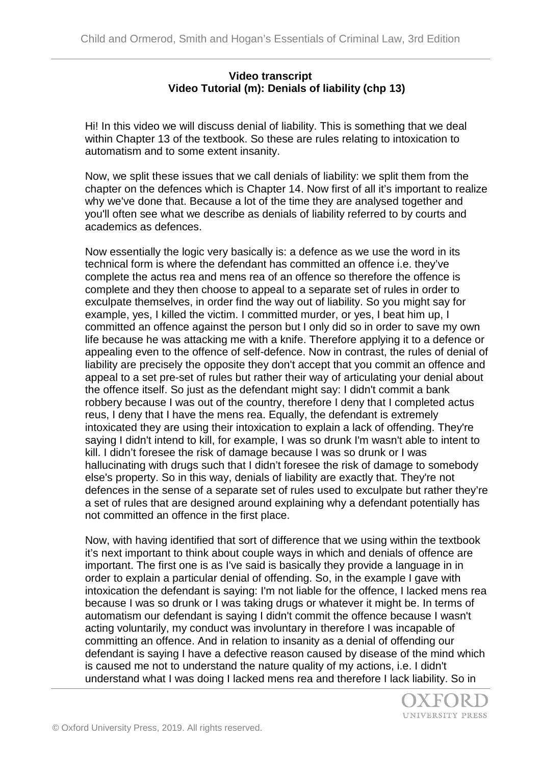**Video transcript**
**Video Tutorial (m): Denials of liability (chp 13)**

Hi! In this video we will discuss denial of liability. This is something that we deal within Chapter 13 of the textbook. So these are rules relating to intoxication to automatism and to some extent insanity.

Now, we split these issues that we call denials of liability: we split them from the chapter on the defences which is Chapter 14. Now first of all it's important to realize why we've done that. Because a lot of the time they are analysed together and you'll often see what we describe as denials of liability referred to by courts and academics as defences.

Now essentially the logic very basically is: a defence as we use the word in its technical form is where the defendant has committed an offence i.e. they've complete the actus rea and mens rea of an offence so therefore the offence is complete and they then choose to appeal to a separate set of rules in order to exculpate themselves, in order find the way out of liability. So you might say for example, yes, I killed the victim. I committed murder, or yes, I beat him up, I committed an offence against the person but I only did so in order to save my own life because he was attacking me with a knife. Therefore applying it to a defence or appealing even to the offence of self-defence. Now in contrast, the rules of denial of liability are precisely the opposite they don't accept that you commit an offence and appeal to a set pre-set of rules but rather their way of articulating your denial about the offence itself. So just as the defendant might say: I didn't commit a bank robbery because I was out of the country, therefore I deny that I completed actus reus, I deny that I have the mens rea. Equally, the defendant is extremely intoxicated they are using their intoxication to explain a lack of offending. They're saying I didn't intend to kill, for example, I was so drunk I'm wasn't able to intent to kill. I didn't foresee the risk of damage because I was so drunk or I was hallucinating with drugs such that I didn't foresee the risk of damage to somebody else's property. So in this way, denials of liability are exactly that. They're not defences in the sense of a separate set of rules used to exculpate but rather they're a set of rules that are designed around explaining why a defendant potentially has not committed an offence in the first place.

Now, with having identified that sort of difference that we using within the textbook it's next important to think about couple ways in which and denials of offence are important. The first one is as I've said is basically they provide a language in in order to explain a particular denial of offending. So, in the example I gave with intoxication the defendant is saying: I'm not liable for the offence, I lacked mens rea because I was so drunk or I was taking drugs or whatever it might be. In terms of automatism our defendant is saying I didn't commit the offence because I wasn't acting voluntarily, my conduct was involuntary in therefore I was incapable of committing an offence. And in relation to insanity as a denial of offending our defendant is saying I have a defective reason caused by disease of the mind which is caused me not to understand the nature quality of my actions, i.e. I didn't understand what I was doing I lacked mens rea and therefore I lack liability. So in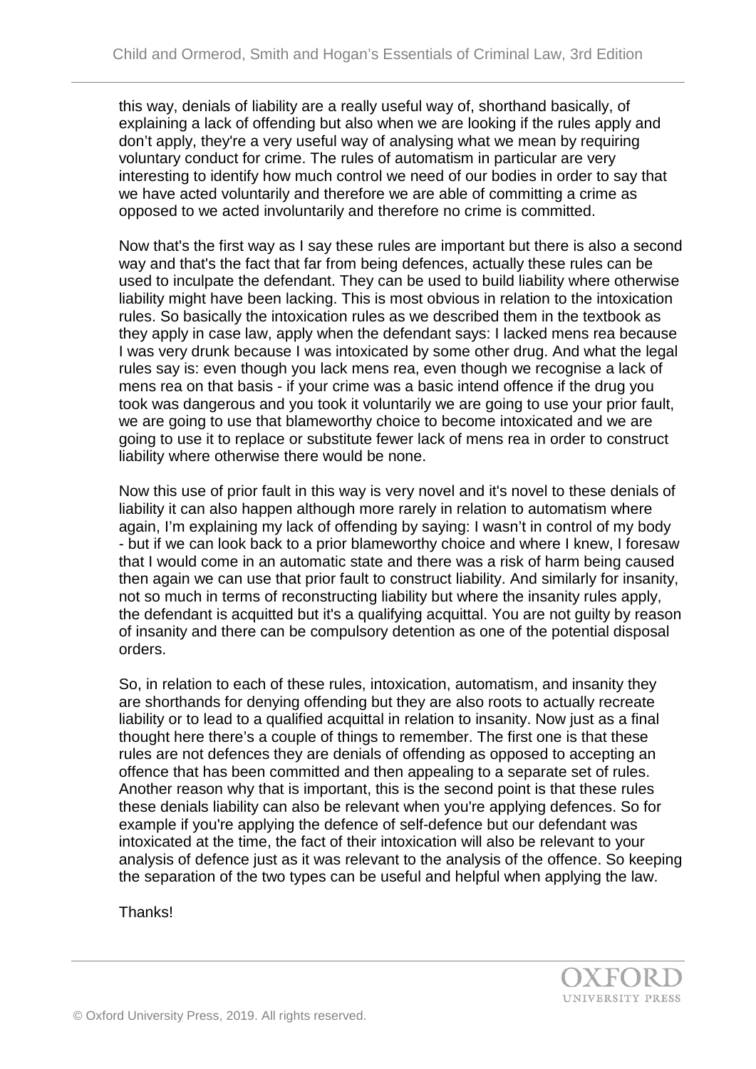this way, denials of liability are a really useful way of, shorthand basically, of explaining a lack of offending but also when we are looking if the rules apply and don't apply, they're a very useful way of analysing what we mean by requiring voluntary conduct for crime. The rules of automatism in particular are very interesting to identify how much control we need of our bodies in order to say that we have acted voluntarily and therefore we are able of committing a crime as opposed to we acted involuntarily and therefore no crime is committed.

Now that's the first way as I say these rules are important but there is also a second way and that's the fact that far from being defences, actually these rules can be used to inculpate the defendant. They can be used to build liability where otherwise liability might have been lacking. This is most obvious in relation to the intoxication rules. So basically the intoxication rules as we described them in the textbook as they apply in case law, apply when the defendant says: I lacked mens rea because I was very drunk because I was intoxicated by some other drug. And what the legal rules say is: even though you lack mens rea, even though we recognise a lack of mens rea on that basis - if your crime was a basic intend offence if the drug you took was dangerous and you took it voluntarily we are going to use your prior fault, we are going to use that blameworthy choice to become intoxicated and we are going to use it to replace or substitute fewer lack of mens rea in order to construct liability where otherwise there would be none.

Now this use of prior fault in this way is very novel and it's novel to these denials of liability it can also happen although more rarely in relation to automatism where again, I'm explaining my lack of offending by saying: I wasn't in control of my body - but if we can look back to a prior blameworthy choice and where I knew, I foresaw that I would come in an automatic state and there was a risk of harm being caused then again we can use that prior fault to construct liability. And similarly for insanity, not so much in terms of reconstructing liability but where the insanity rules apply, the defendant is acquitted but it's a qualifying acquittal. You are not guilty by reason of insanity and there can be compulsory detention as one of the potential disposal orders.

So, in relation to each of these rules, intoxication, automatism, and insanity they are shorthands for denying offending but they are also roots to actually recreate liability or to lead to a qualified acquittal in relation to insanity. Now just as a final thought here there's a couple of things to remember. The first one is that these rules are not defences they are denials of offending as opposed to accepting an offence that has been committed and then appealing to a separate set of rules. Another reason why that is important, this is the second point is that these rules these denials liability can also be relevant when you're applying defences. So for example if you're applying the defence of self-defence but our defendant was intoxicated at the time, the fact of their intoxication will also be relevant to your analysis of defence just as it was relevant to the analysis of the offence. So keeping the separation of the two types can be useful and helpful when applying the law.

Thanks!